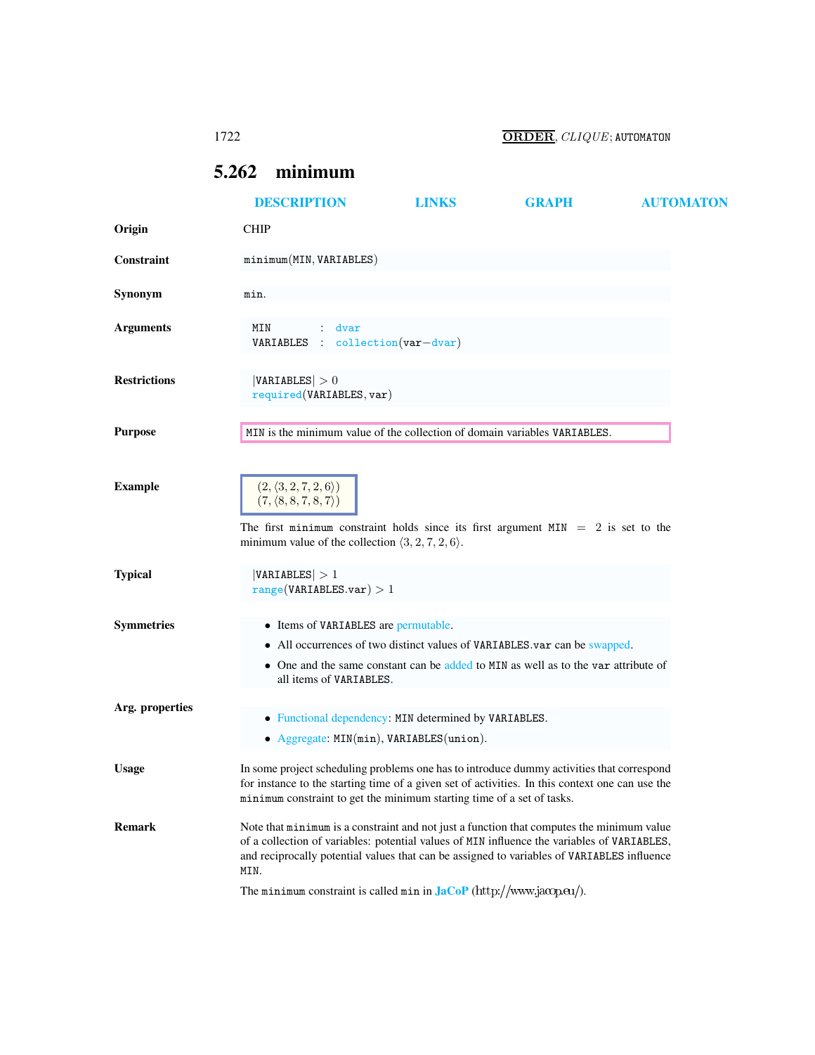## 5.262 minimum

DESCRIPTION LINKS GRAPH AUTOMATON

**Origin**

CHIP

**Constraint**

`minimum(MIN, VARIABLES)`

**Synonym**

`min`.

**Arguments**

```
MIN        : dvar
VARIABLES  : collection(var-dvar)
```

**Restrictions**

$|\texttt{VARIABLES}| > 0$
`required(VARIABLES, var)`

**Purpose**

`MIN` is the minimum value of the collection of domain variables `VARIABLES`.

**Example**

$(2, \langle 3, 2, 7, 2, 6\rangle)$
$(7, \langle 8, 8, 7, 8, 7\rangle)$

The first `minimum` constraint holds since its first argument $\texttt{MIN} = 2$ is set to the minimum value of the collection $\langle 3, 2, 7, 2, 6\rangle$.

**Typical**

$|\texttt{VARIABLES}| > 1$
$\texttt{range}(\texttt{VARIABLES.var}) > 1$

**Symmetries**

- Items of `VARIABLES` are permutable.
- All occurrences of two distinct values of `VARIABLES.var` can be swapped.
- One and the same constant can be added to `MIN` as well as to the `var` attribute of all items of `VARIABLES`.

**Arg. properties**

- Functional dependency: `MIN` determined by `VARIABLES`.
- Aggregate: `MIN(min)`, `VARIABLES(union)`.

**Usage**

In some project scheduling problems one has to introduce dummy activities that correspond for instance to the starting time of a given set of activities. In this context one can use the `minimum` constraint to get the minimum starting time of a set of tasks.

**Remark**

Note that `minimum` is a constraint and not just a function that computes the minimum value of a collection of variables: potential values of `MIN` influence the variables of `VARIABLES`, and reciprocally potential values that can be assigned to variables of `VARIABLES` influence `MIN`.

The `minimum` constraint is called `min` in **JaCoP** (http://www.jacop.eu/).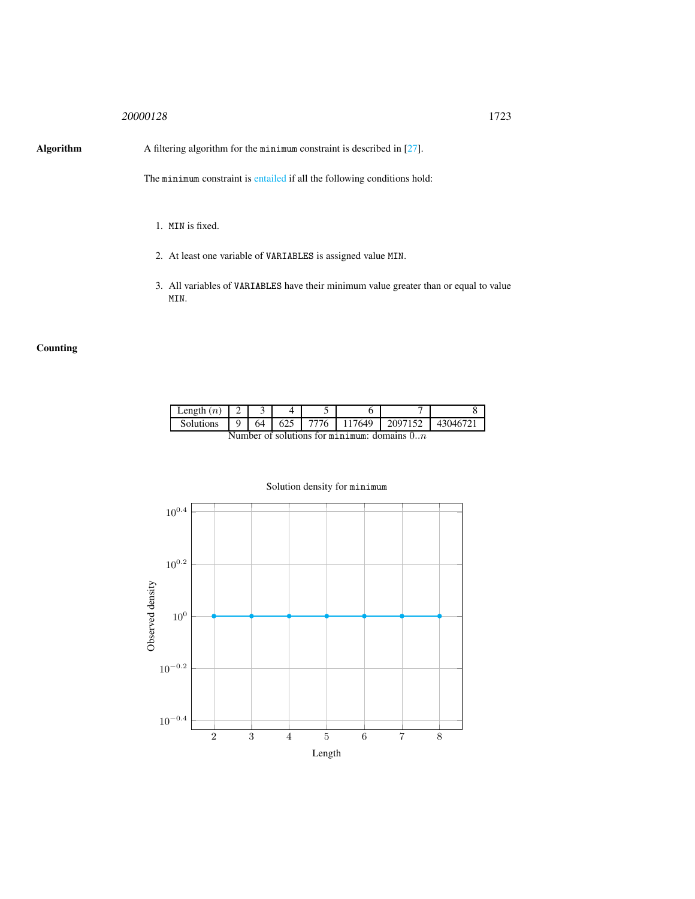**Algorithm**

A filtering algorithm for the minimum constraint is described in [27].

The minimum constraint is entailed if all the following conditions hold:

1. MIN is fixed.
2. At least one variable of VARIABLES is assigned value MIN.
3. All variables of VARIABLES have their minimum value greater than or equal to value MIN.

**Counting**

| Length ($n$) | 2 | 3 | 4 | 5 | 6 | 7 | 8 |
|---|---|---|---|---|---|---|---|
| Solutions | 9 | 64 | 625 | 7776 | 117649 | 2097152 | 43046721 |

Number of solutions for minimum: domains $0..n$

Solution density for minimum

| Length | 2 | 3 | 4 | 5 | 6 | 7 | 8 |
|---|---|---|---|---|---|---|---|
| Observed density | $10^0$ | $10^0$ | $10^0$ | $10^0$ | $10^0$ | $10^0$ | $10^0$ |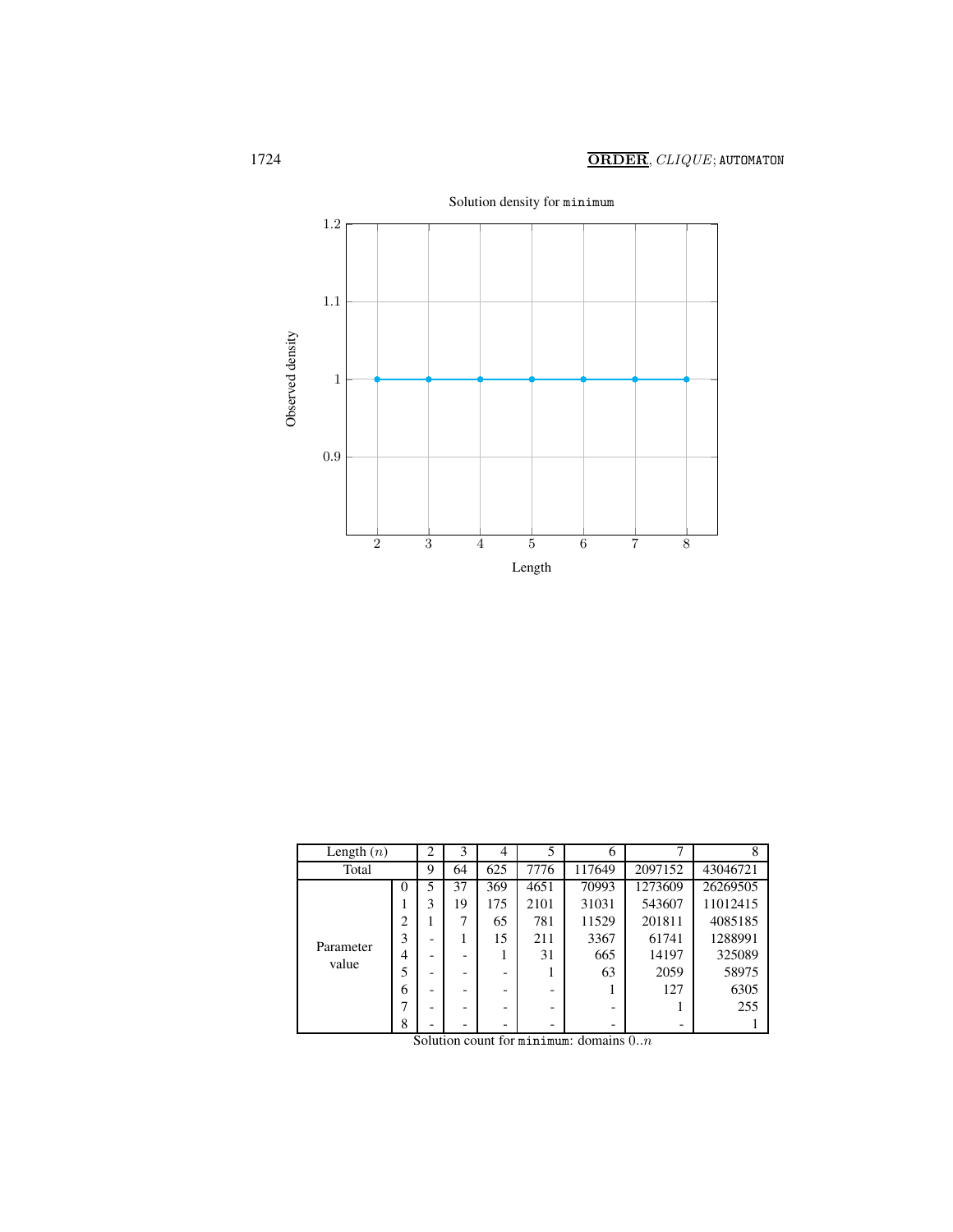Solution density for `minimum`

| Length ($n$) | | 2 | 3 | 4 | 5 | 6 | 7 | 8 |
|---|---|---|---|---|---|---|---|---|
| Total | | 9 | 64 | 625 | 7776 | 117649 | 2097152 | 43046721 |
| Parameter value | 0 | 5 | 37 | 369 | 4651 | 70993 | 1273609 | 26269505 |
| | 1 | 3 | 19 | 175 | 2101 | 31031 | 543607 | 11012415 |
| | 2 | 1 | 7 | 65 | 781 | 11529 | 201811 | 4085185 |
| | 3 | - | 1 | 15 | 211 | 3367 | 61741 | 1288991 |
| | 4 | - | - | 1 | 31 | 665 | 14197 | 325089 |
| | 5 | - | - | - | 1 | 63 | 2059 | 58975 |
| | 6 | - | - | - | - | 1 | 127 | 6305 |
| | 7 | - | - | - | - | - | 1 | 255 |
| | 8 | - | - | - | - | - | - | 1 |

Solution count for `minimum`: domains $0..n$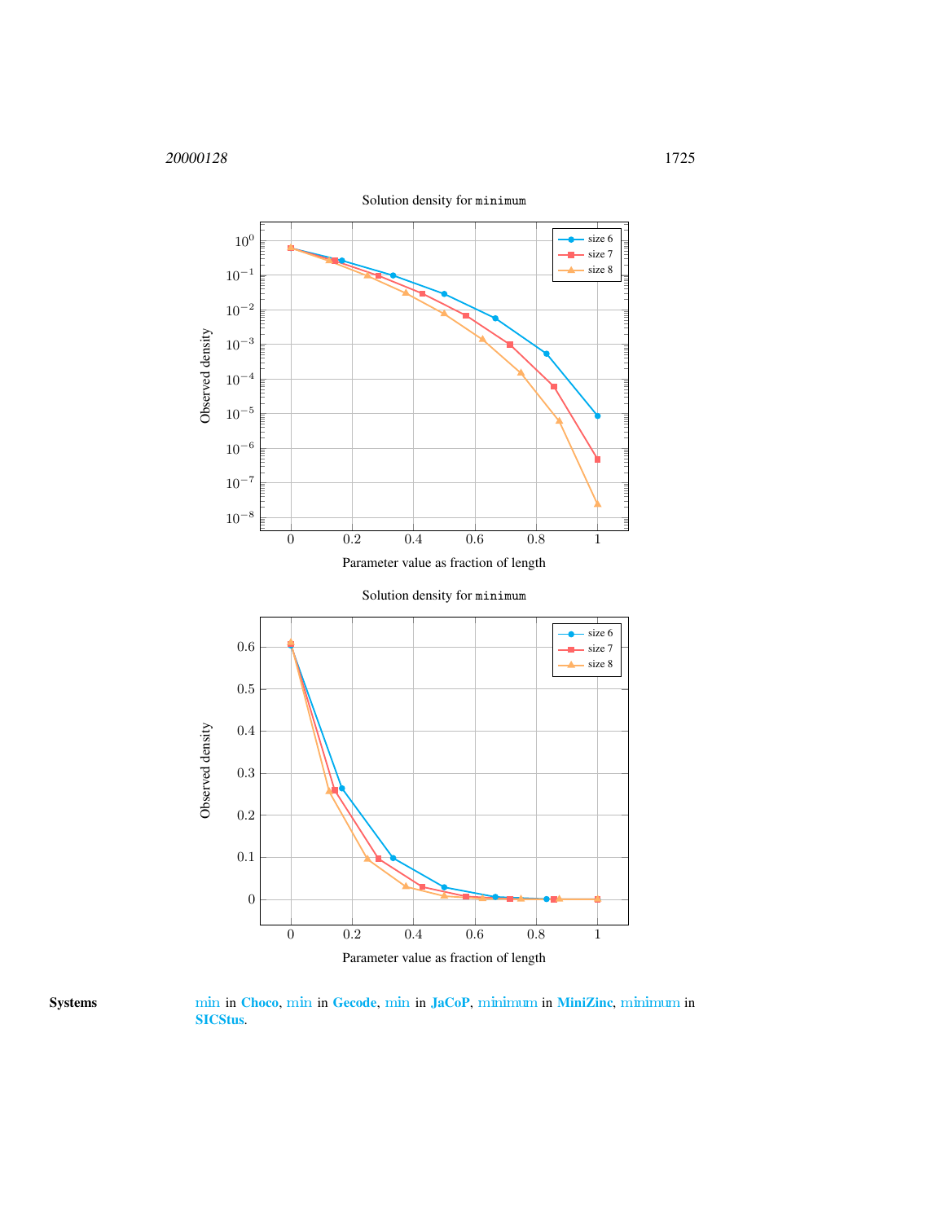Solution density for `minimum`

Solution density for `minimum`

**Systems** min in **Choco**, min in **Gecode**, min in **JaCoP**, minimum in **MiniZinc**, minimum in **SICStus**.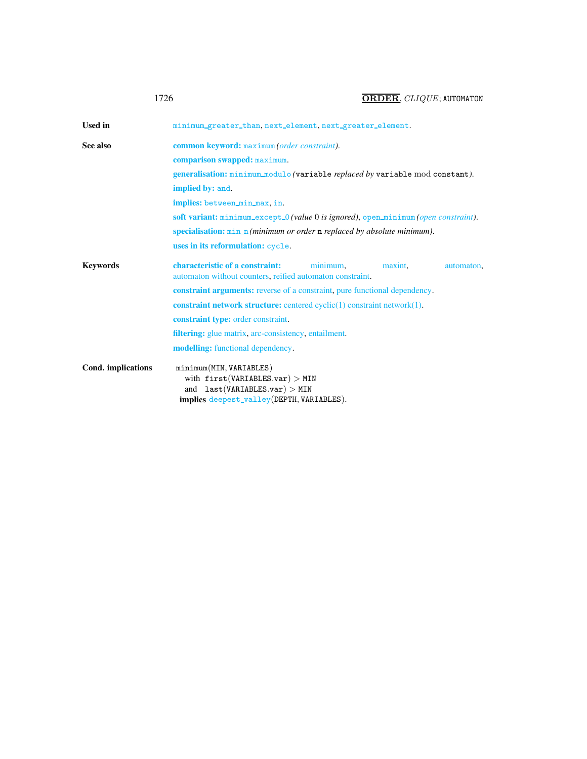**Used in** minimum_greater_than, next_element, next_greater_element.

**See also**

**common keyword:** maximum *(order constraint)*.

**comparison swapped:** maximum.

**generalisation:** minimum_modulo *(*variable *replaced by* variable mod constant*)*.

**implied by:** and.

**implies:** between_min_max, in.

**soft variant:** minimum_except_0 *(value* 0 *is ignored)*, open_minimum *(open constraint)*.

**specialisation:** min_n *(minimum or order* n *replaced by absolute minimum)*.

**uses in its reformulation:** cycle.

**Keywords**

**characteristic of a constraint:** minimum, maxint, automaton, automaton without counters, reified automaton constraint.

**constraint arguments:** reverse of a constraint, pure functional dependency.

**constraint network structure:** centered cyclic(1) constraint network(1).

**constraint type:** order constraint.

**filtering:** glue matrix, arc-consistency, entailment.

**modelling:** functional dependency.

**Cond. implications**

minimum(MIN, VARIABLES)
 with first(VARIABLES.var) $>$ MIN
 and last(VARIABLES.var) $>$ MIN
**implies** deepest_valley(DEPTH, VARIABLES).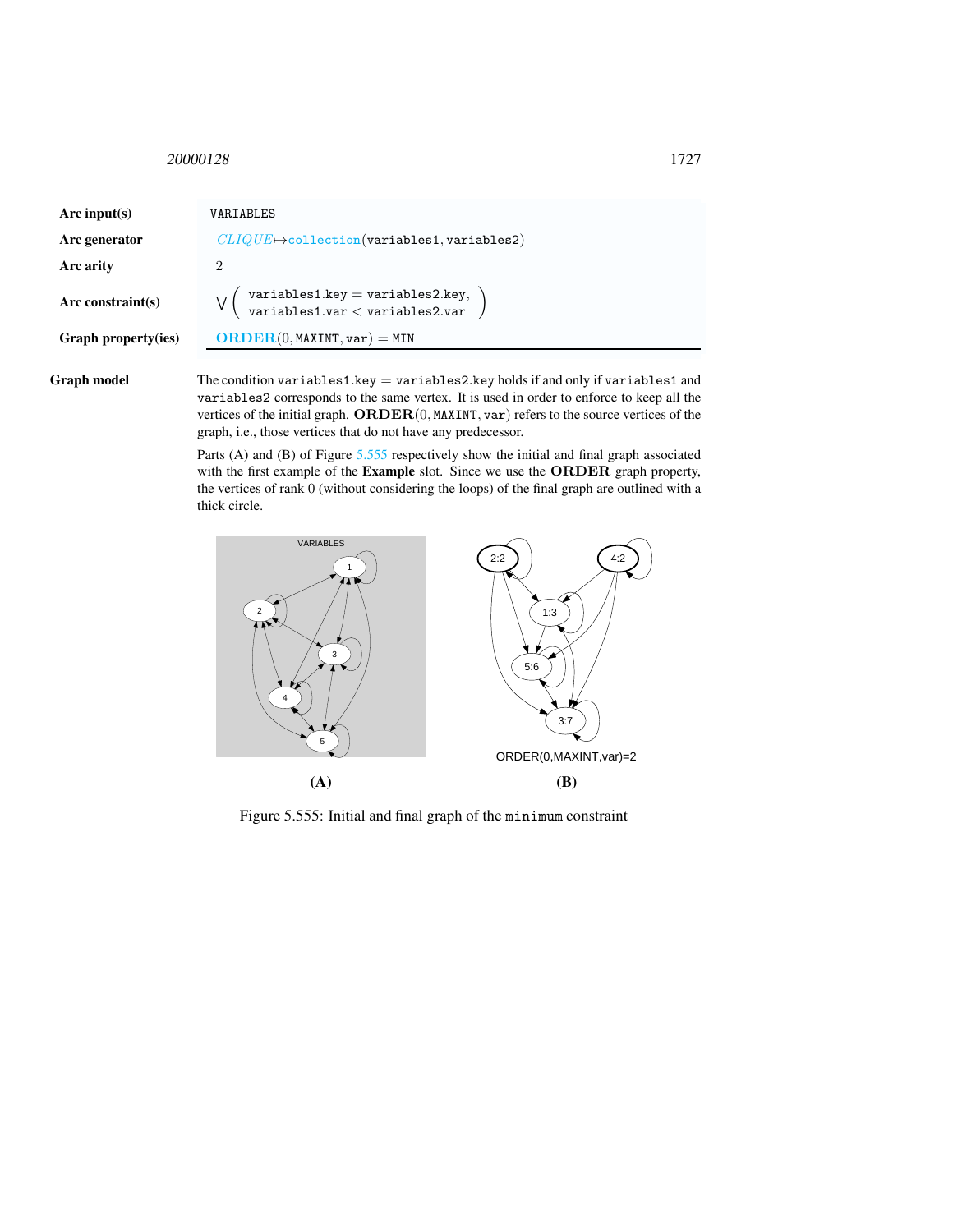| | |
|---|---|
| **Arc input(s)** | VARIABLES |
| **Arc generator** | *CLIQUE*↦collection(variables1, variables2) |
| **Arc arity** | 2 |
| **Arc constraint(s)** | $\bigvee\left(\begin{array}{l}\texttt{variables1.key} = \texttt{variables2.key},\\ \texttt{variables1.var} < \texttt{variables2.var}\end{array}\right)$ |
| **Graph property(ies)** | **ORDER**(0, MAXINT, var) = MIN |

**Graph model** The condition variables1.key = variables2.key holds if and only if variables1 and variables2 corresponds to the same vertex. It is used in order to enforce to keep all the vertices of the initial graph. **ORDER**(0, MAXINT, var) refers to the source vertices of the graph, i.e., those vertices that do not have any predecessor.

Parts (A) and (B) of Figure 5.555 respectively show the initial and final graph associated with the first example of the **Example** slot. Since we use the **ORDER** graph property, the vertices of rank 0 (without considering the loops) of the final graph are outlined with a thick circle.

(A) (B)

Figure 5.555: Initial and final graph of the minimum constraint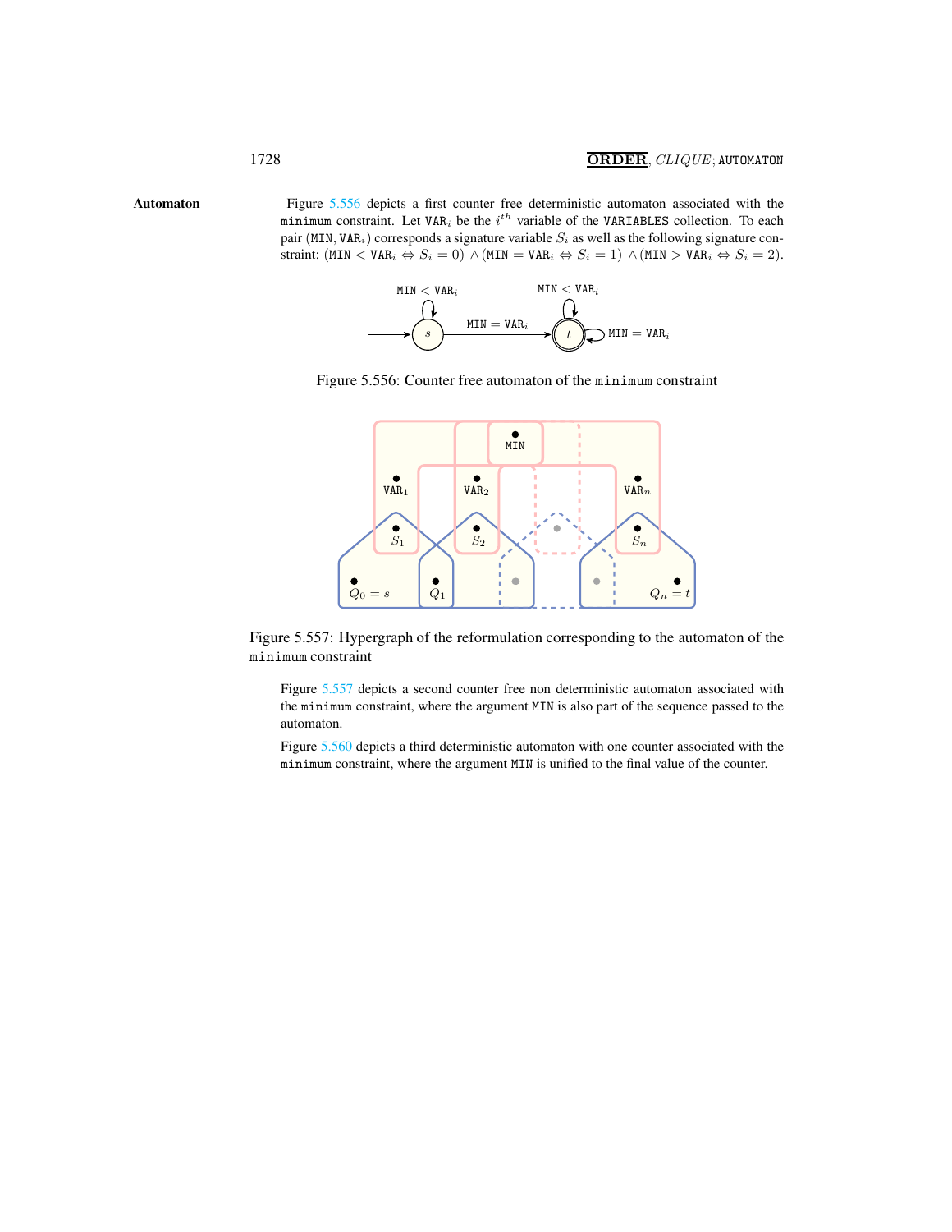**Automaton**

Figure 5.556 depicts a first counter free deterministic automaton associated with the `minimum` constraint. Let $\texttt{VAR}_i$ be the $i^{th}$ variable of the `VARIABLES` collection. To each pair $(\texttt{MIN}, \texttt{VAR}_i)$ corresponds a signature variable $S_i$ as well as the following signature constraint: $(\texttt{MIN} < \texttt{VAR}_i \Leftrightarrow S_i = 0) \wedge (\texttt{MIN} = \texttt{VAR}_i \Leftrightarrow S_i = 1) \wedge (\texttt{MIN} > \texttt{VAR}_i \Leftrightarrow S_i = 2)$.

Figure 5.556: Counter free automaton of the `minimum` constraint

Figure 5.557: Hypergraph of the reformulation corresponding to the automaton of the `minimum` constraint

Figure 5.557 depicts a second counter free non deterministic automaton associated with the `minimum` constraint, where the argument `MIN` is also part of the sequence passed to the automaton.

Figure 5.560 depicts a third deterministic automaton with one counter associated with the `minimum` constraint, where the argument `MIN` is unified to the final value of the counter.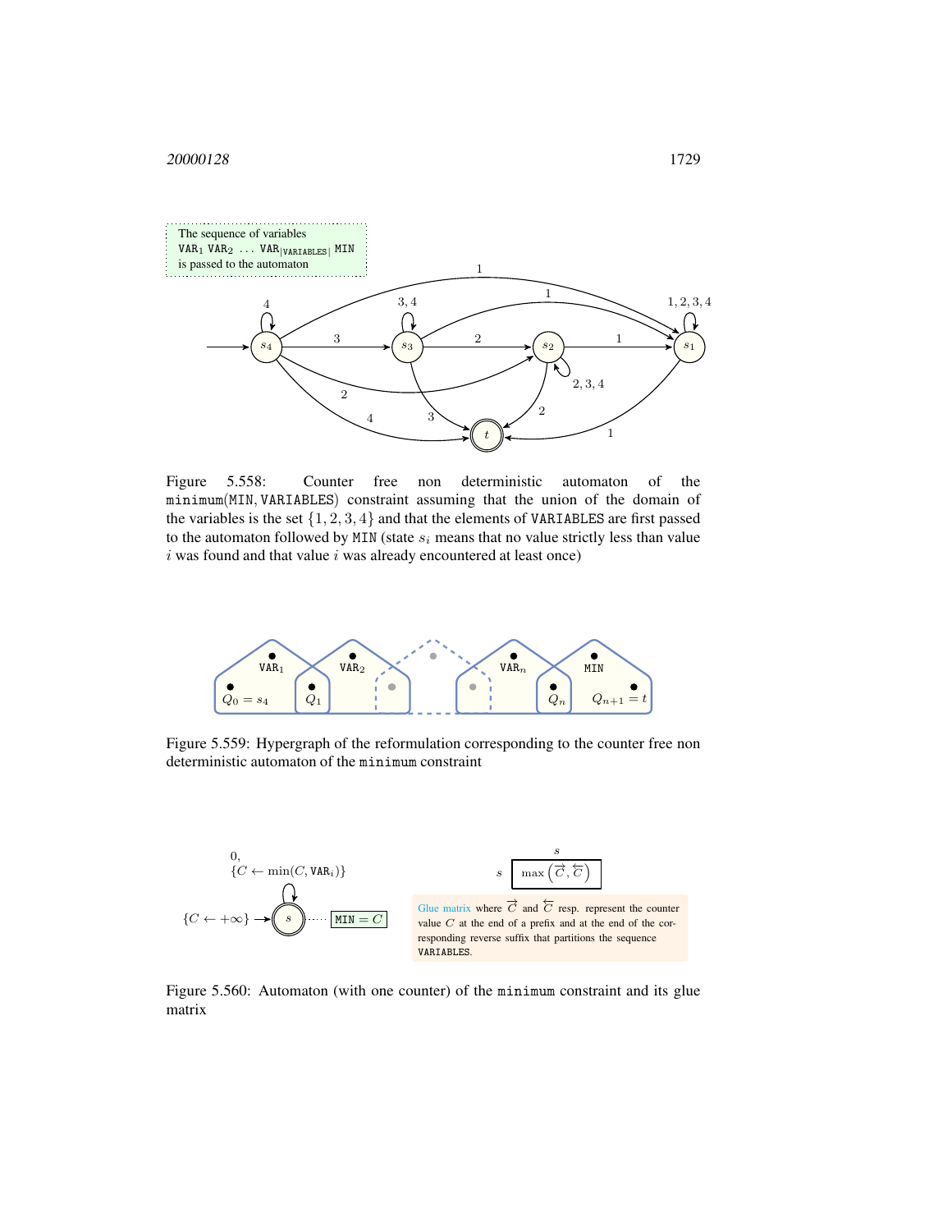Figure 5.558: Counter free non deterministic automaton of the `minimum(MIN, VARIABLES)` constraint assuming that the union of the domain of the variables is the set $\{1, 2, 3, 4\}$ and that the elements of `VARIABLES` are first passed to the automaton followed by `MIN` (state $s_i$ means that no value strictly less than value $i$ was found and that value $i$ was already encountered at least once)

Figure 5.559: Hypergraph of the reformulation corresponding to the counter free non deterministic automaton of the `minimum` constraint

Figure 5.560: Automaton (with one counter) of the `minimum` constraint and its glue matrix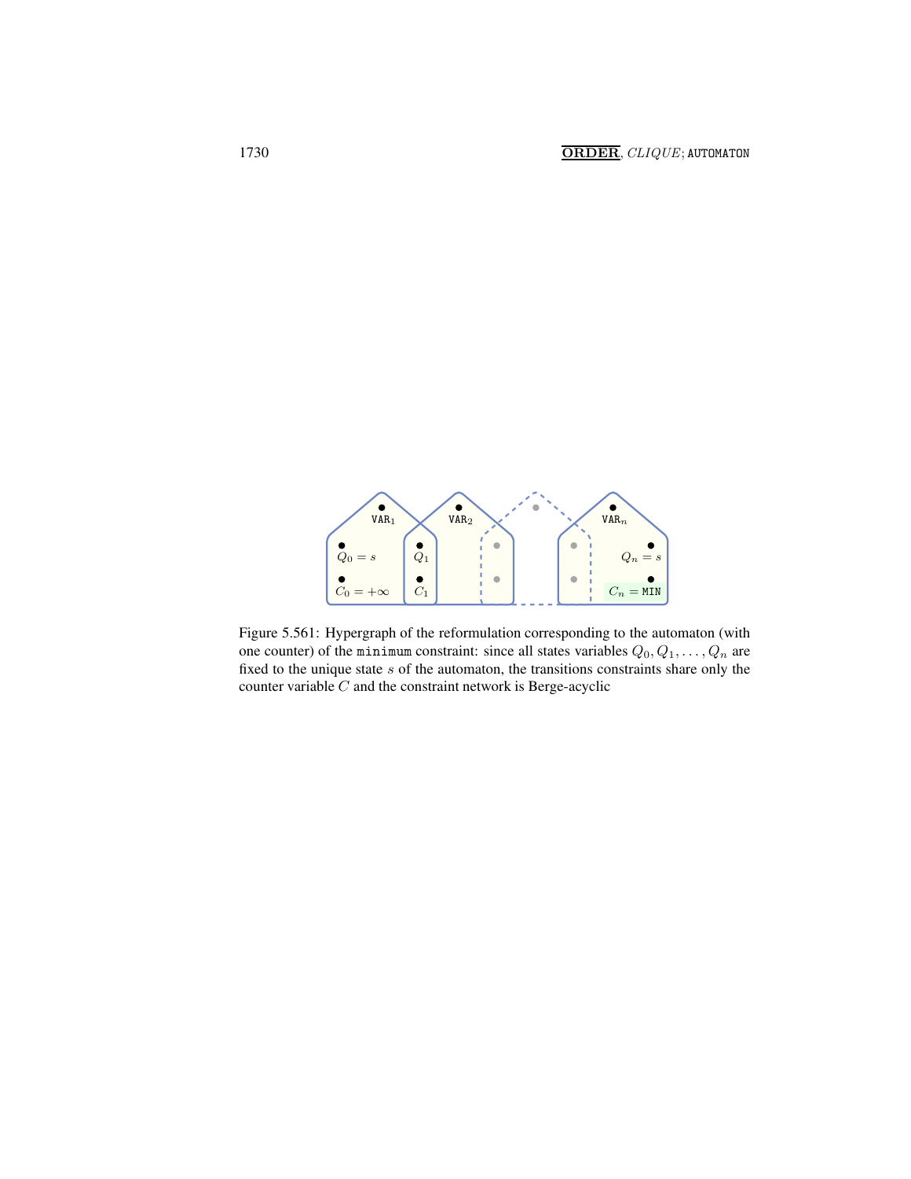Figure 5.561: Hypergraph of the reformulation corresponding to the automaton (with one counter) of the `minimum` constraint: since all states variables $Q_0, Q_1, \ldots, Q_n$ are fixed to the unique state $s$ of the automaton, the transitions constraints share only the counter variable $C$ and the constraint network is Berge-acyclic